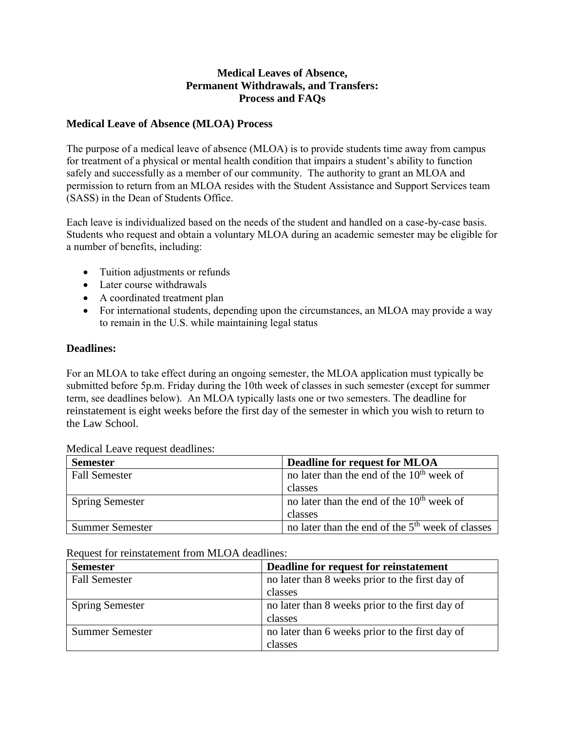# Medical Leaves of Absence, Permanent Withdrawals, and Transfers: Process and FAQs

## Medical Leave of Absence (MLOA) Process

The purpose of a medical leave of absence (MLOA) is to provide students time away from campus for treatment of a physical or mental health condition that impairs a student's ability to function safely and successfully as a member of our community. The authority to grant an MLOA and permission to return from an MLOA resides with the Student Assistance and Support Services team (SASS) in the Dean of Students Office.

Each leave is individualized based on the needs of the student and handled on a case-by-case basis. Students who request and obtain a voluntary MLOA during an academic semester may be eligible for a number of benefits, including:

- Tuition adjustments or refunds
- Later course withdrawals
- A coordinated treatment plan
- For international students, depending upon the circumstances, an MLOA may provide a way to remain in the U.S. while maintaining legal status

## Deadlines:

For an MLOA to take effect during an ongoing semester, the MLOA application must typically be submitted before 5p.m. Friday during the 10th week of classes in such semester (except for summer term, see deadlines below). An MLOA typically lasts one or two semesters. The deadline for reinstatement is eight weeks before the first day of the semester in which you wish to return to the Law School.

Medical Leave request deadlines:

| Semester | Deadline for request for MLOA |
|---|---|
| Fall Semester | no later than the end of the 10th week of classes |
| Spring Semester | no later than the end of the 10th week of classes |
| Summer Semester | no later than the end of the 5th week of classes |

Request for reinstatement from MLOA deadlines:

| Semester | Deadline for request for reinstatement |
|---|---|
| Fall Semester | no later than 8 weeks prior to the first day of classes |
| Spring Semester | no later than 8 weeks prior to the first day of classes |
| Summer Semester | no later than 6 weeks prior to the first day of classes |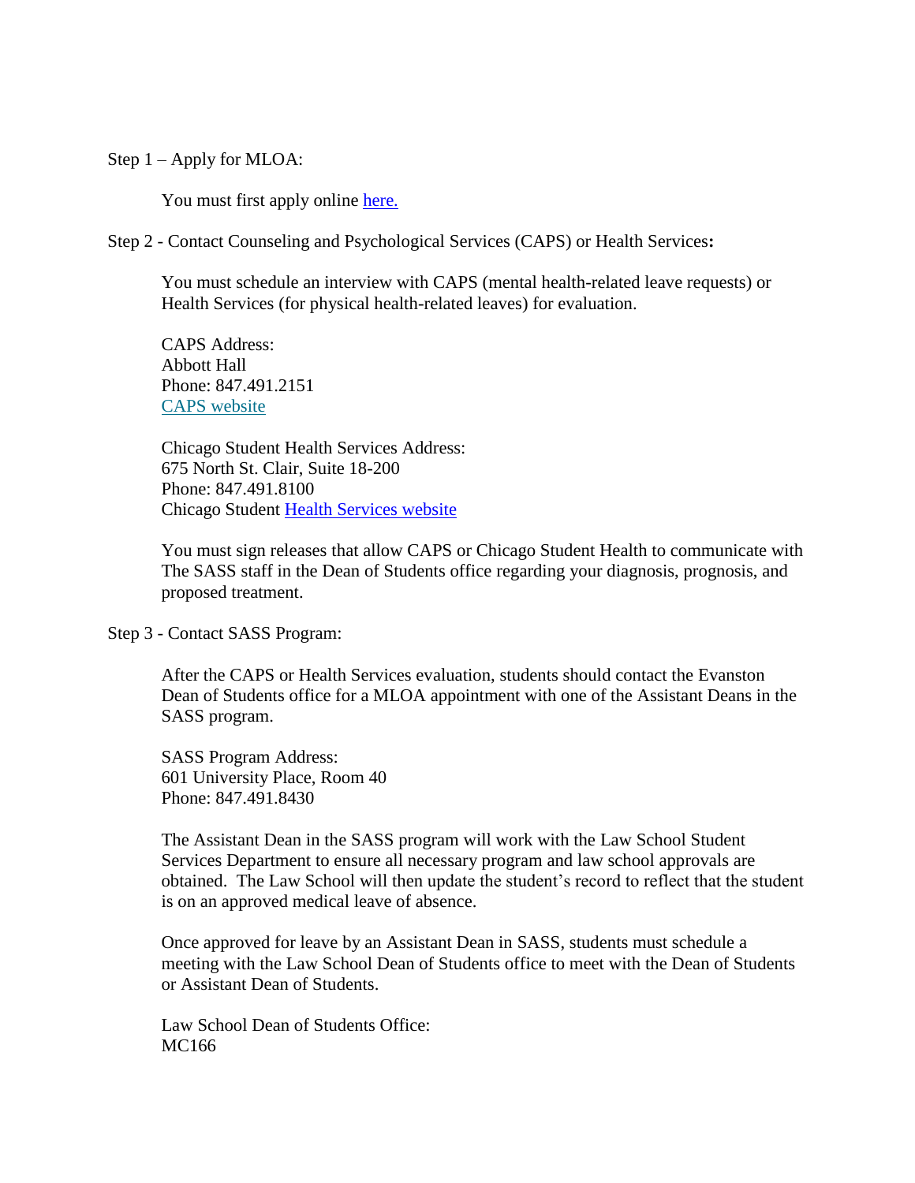Step 1 – Apply for MLOA:

You must first apply online [here.]

Step 2 - Contact Counseling and Psychological Services (CAPS) or Health Services**:**

You must schedule an interview with CAPS (mental health-related leave requests) or Health Services (for physical health-related leaves) for evaluation.

CAPS Address:
Abbott Hall
Phone: 847.491.2151
[CAPS website]

Chicago Student Health Services Address:
675 North St. Clair, Suite 18-200
Phone: 847.491.8100
Chicago Student [Health Services website]

You must sign releases that allow CAPS or Chicago Student Health to communicate with The SASS staff in the Dean of Students office regarding your diagnosis, prognosis, and proposed treatment.

Step 3 - Contact SASS Program:

After the CAPS or Health Services evaluation, students should contact the Evanston Dean of Students office for a MLOA appointment with one of the Assistant Deans in the SASS program.

SASS Program Address:
601 University Place, Room 40
Phone: 847.491.8430

The Assistant Dean in the SASS program will work with the Law School Student Services Department to ensure all necessary program and law school approvals are obtained. The Law School will then update the student's record to reflect that the student is on an approved medical leave of absence.

Once approved for leave by an Assistant Dean in SASS, students must schedule a meeting with the Law School Dean of Students office to meet with the Dean of Students or Assistant Dean of Students.

Law School Dean of Students Office:
MC166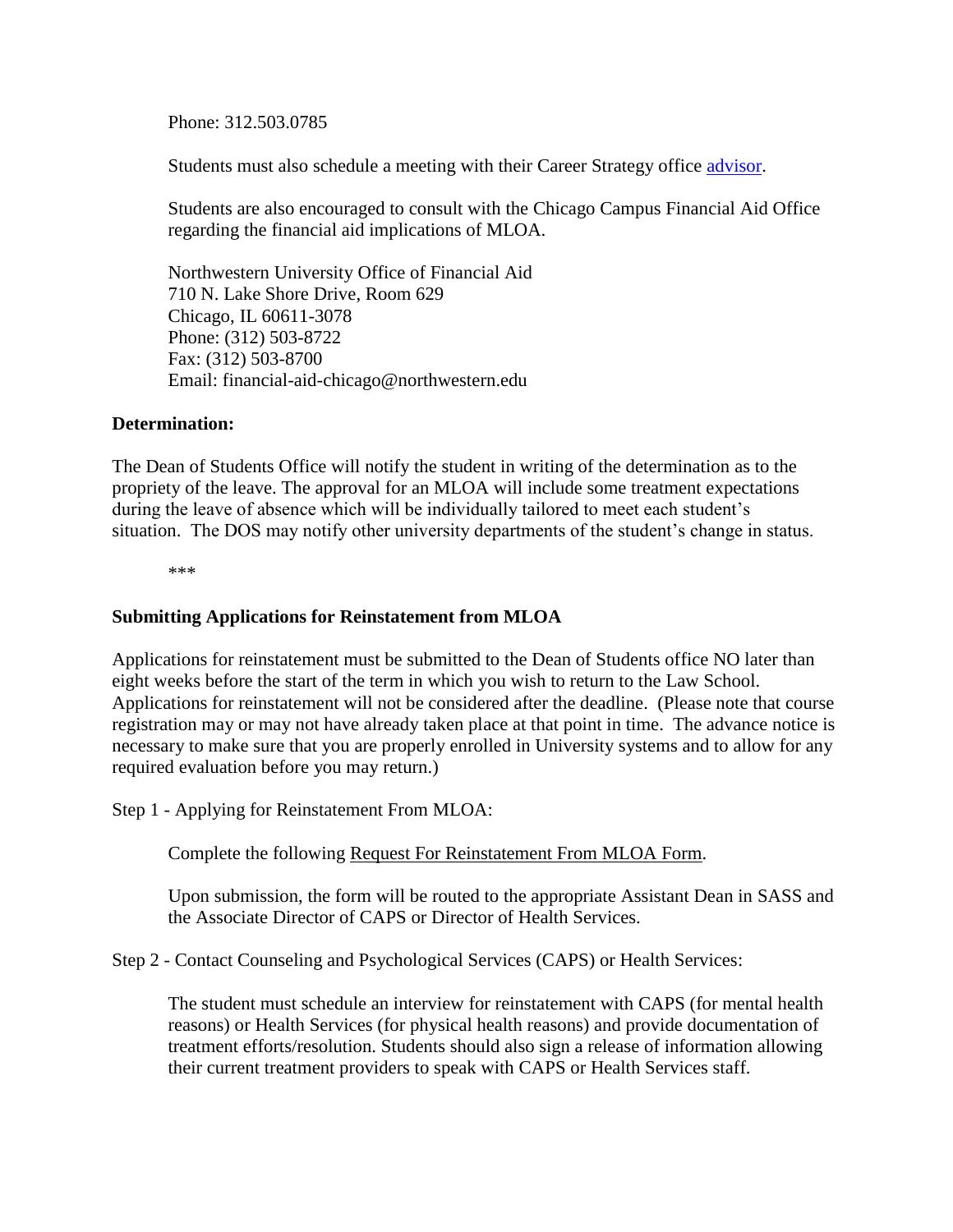Phone: 312.503.0785

Students must also schedule a meeting with their Career Strategy office [advisor](advisor).

Students are also encouraged to consult with the Chicago Campus Financial Aid Office regarding the financial aid implications of MLOA.

Northwestern University Office of Financial Aid  
710 N. Lake Shore Drive, Room 629  
Chicago, IL 60611-3078  
Phone: (312) 503-8722  
Fax: (312) 503-8700  
Email: financial-aid-chicago@northwestern.edu

**Determination:**

The Dean of Students Office will notify the student in writing of the determination as to the propriety of the leave. The approval for an MLOA will include some treatment expectations during the leave of absence which will be individually tailored to meet each student's situation. The DOS may notify other university departments of the student's change in status.

***

**Submitting Applications for Reinstatement from MLOA**

Applications for reinstatement must be submitted to the Dean of Students office NO later than eight weeks before the start of the term in which you wish to return to the Law School. Applications for reinstatement will not be considered after the deadline. (Please note that course registration may or may not have already taken place at that point in time. The advance notice is necessary to make sure that you are properly enrolled in University systems and to allow for any required evaluation before you may return.)

Step 1 - Applying for Reinstatement From MLOA:

Complete the following Request For Reinstatement From MLOA Form.

Upon submission, the form will be routed to the appropriate Assistant Dean in SASS and the Associate Director of CAPS or Director of Health Services.

Step 2 - Contact Counseling and Psychological Services (CAPS) or Health Services:

The student must schedule an interview for reinstatement with CAPS (for mental health reasons) or Health Services (for physical health reasons) and provide documentation of treatment efforts/resolution. Students should also sign a release of information allowing their current treatment providers to speak with CAPS or Health Services staff.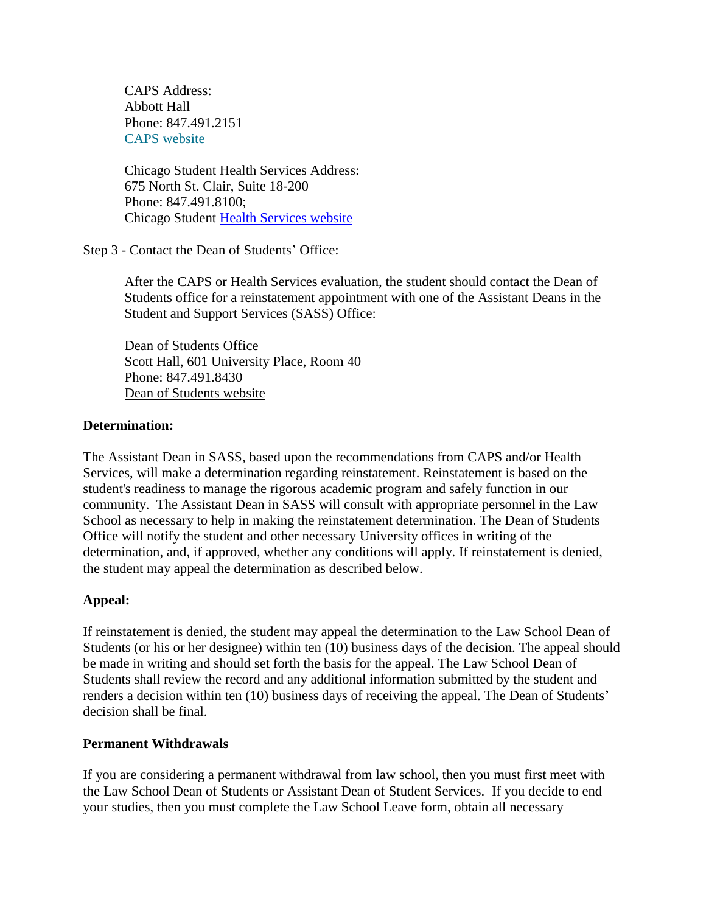CAPS Address:
Abbott Hall
Phone: 847.491.2151
CAPS website

Chicago Student Health Services Address:
675 North St. Clair, Suite 18-200
Phone: 847.491.8100;
Chicago Student Health Services website

Step 3 - Contact the Dean of Students' Office:

After the CAPS or Health Services evaluation, the student should contact the Dean of Students office for a reinstatement appointment with one of the Assistant Deans in the Student and Support Services (SASS) Office:

Dean of Students Office
Scott Hall, 601 University Place, Room 40
Phone: 847.491.8430
Dean of Students website

**Determination:**

The Assistant Dean in SASS, based upon the recommendations from CAPS and/or Health Services, will make a determination regarding reinstatement. Reinstatement is based on the student's readiness to manage the rigorous academic program and safely function in our community. The Assistant Dean in SASS will consult with appropriate personnel in the Law School as necessary to help in making the reinstatement determination. The Dean of Students Office will notify the student and other necessary University offices in writing of the determination, and, if approved, whether any conditions will apply. If reinstatement is denied, the student may appeal the determination as described below.

**Appeal:**

If reinstatement is denied, the student may appeal the determination to the Law School Dean of Students (or his or her designee) within ten (10) business days of the decision. The appeal should be made in writing and should set forth the basis for the appeal. The Law School Dean of Students shall review the record and any additional information submitted by the student and renders a decision within ten (10) business days of receiving the appeal. The Dean of Students' decision shall be final.

**Permanent Withdrawals**

If you are considering a permanent withdrawal from law school, then you must first meet with the Law School Dean of Students or Assistant Dean of Student Services. If you decide to end your studies, then you must complete the Law School Leave form, obtain all necessary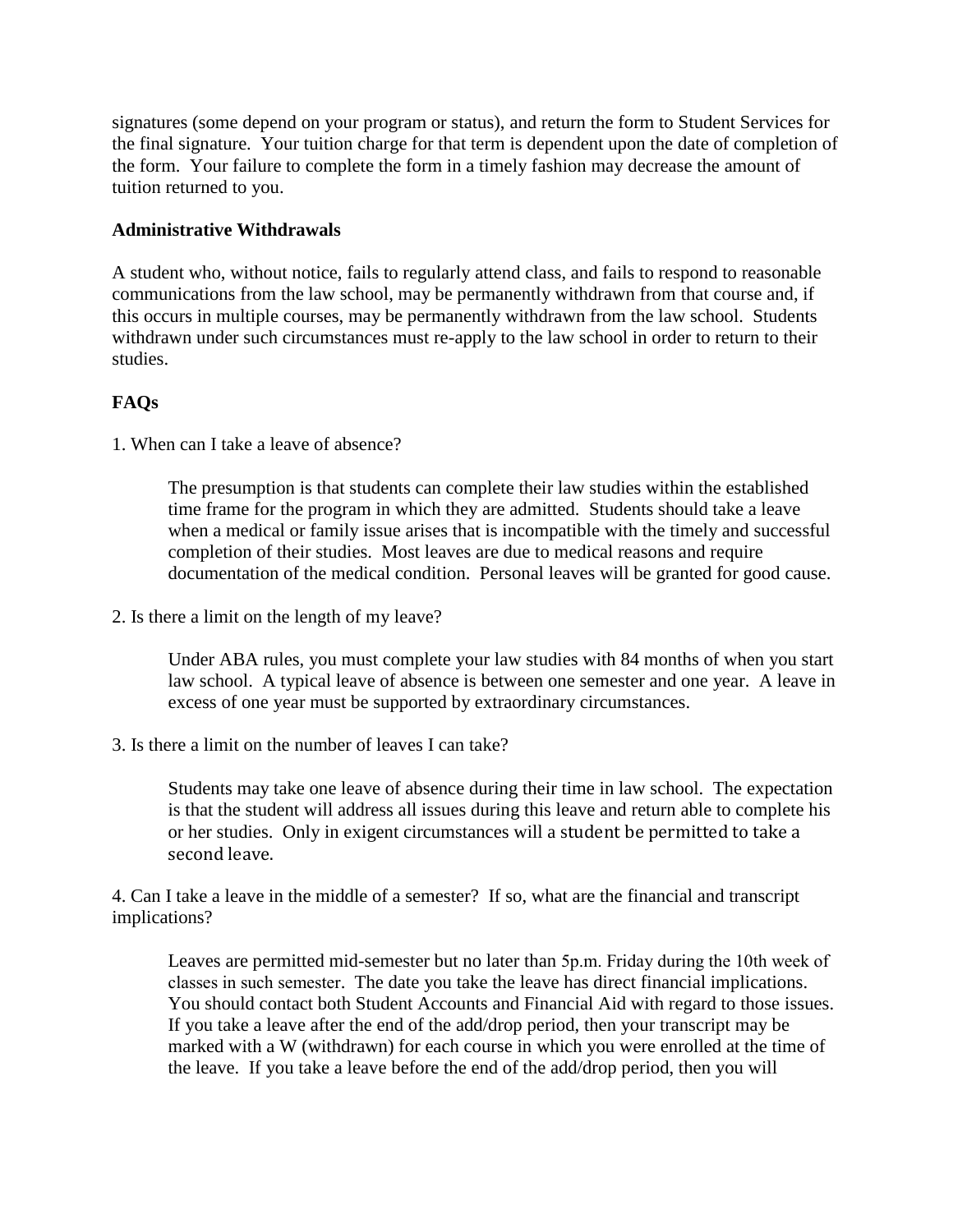signatures (some depend on your program or status), and return the form to Student Services for the final signature. Your tuition charge for that term is dependent upon the date of completion of the form. Your failure to complete the form in a timely fashion may decrease the amount of tuition returned to you.

**Administrative Withdrawals**

A student who, without notice, fails to regularly attend class, and fails to respond to reasonable communications from the law school, may be permanently withdrawn from that course and, if this occurs in multiple courses, may be permanently withdrawn from the law school. Students withdrawn under such circumstances must re-apply to the law school in order to return to their studies.

**FAQs**

1. When can I take a leave of absence?

> The presumption is that students can complete their law studies within the established time frame for the program in which they are admitted. Students should take a leave when a medical or family issue arises that is incompatible with the timely and successful completion of their studies. Most leaves are due to medical reasons and require documentation of the medical condition. Personal leaves will be granted for good cause.

2. Is there a limit on the length of my leave?

> Under ABA rules, you must complete your law studies with 84 months of when you start law school. A typical leave of absence is between one semester and one year. A leave in excess of one year must be supported by extraordinary circumstances.

3. Is there a limit on the number of leaves I can take?

> Students may take one leave of absence during their time in law school. The expectation is that the student will address all issues during this leave and return able to complete his or her studies. Only in exigent circumstances will a student be permitted to take a second leave.

4. Can I take a leave in the middle of a semester? If so, what are the financial and transcript implications?

> Leaves are permitted mid-semester but no later than 5p.m. Friday during the 10th week of classes in such semester. The date you take the leave has direct financial implications. You should contact both Student Accounts and Financial Aid with regard to those issues. If you take a leave after the end of the add/drop period, then your transcript may be marked with a W (withdrawn) for each course in which you were enrolled at the time of the leave. If you take a leave before the end of the add/drop period, then you will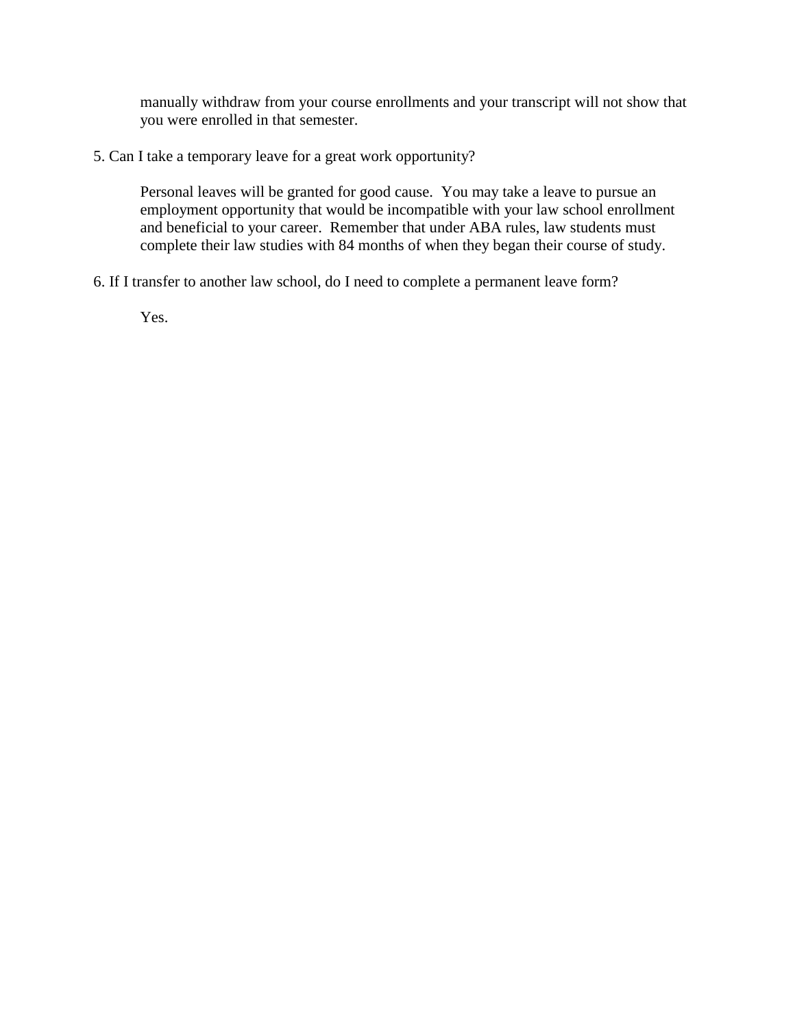manually withdraw from your course enrollments and your transcript will not show that you were enrolled in that semester.

5. Can I take a temporary leave for a great work opportunity?

   Personal leaves will be granted for good cause. You may take a leave to pursue an employment opportunity that would be incompatible with your law school enrollment and beneficial to your career. Remember that under ABA rules, law students must complete their law studies with 84 months of when they began their course of study.

6. If I transfer to another law school, do I need to complete a permanent leave form?

   Yes.